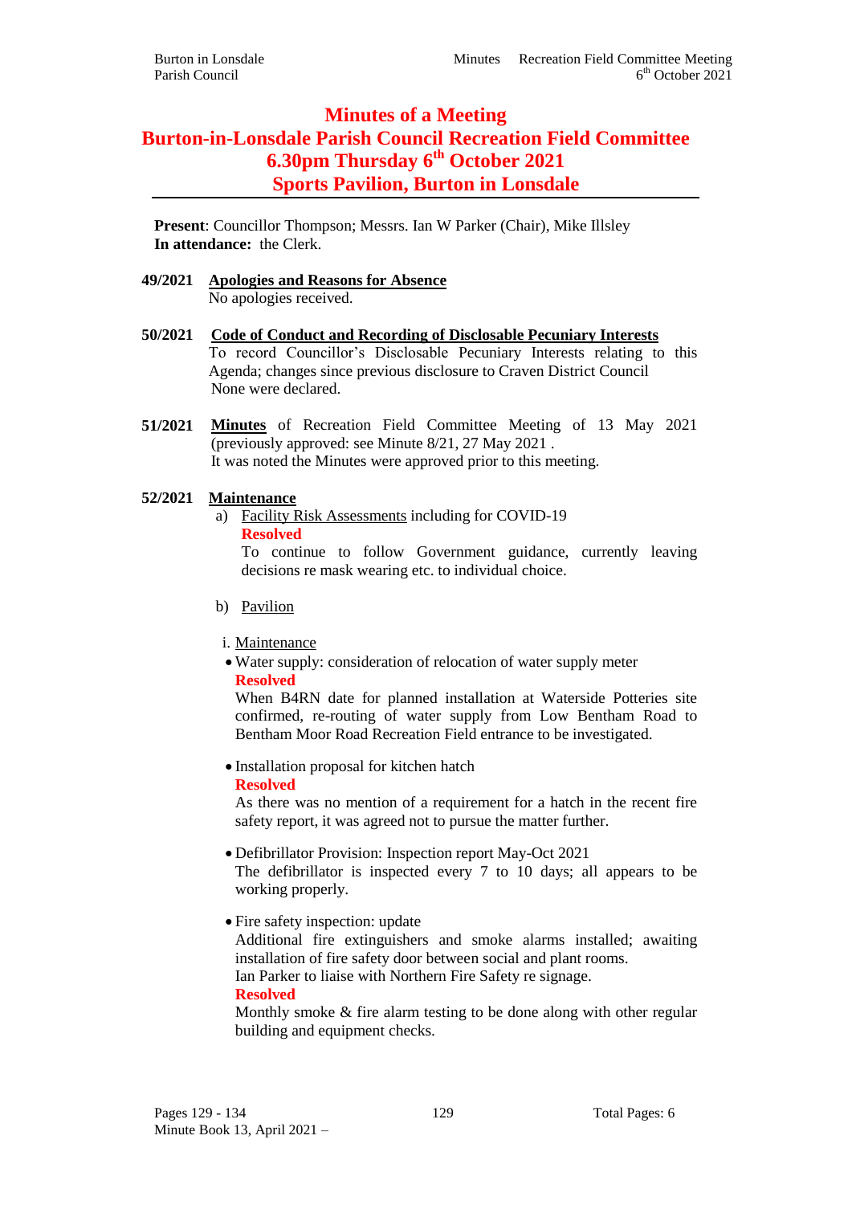# Minutes of a Meeting
# Burton-in-Lonsdale Parish Council Recreation Field Committee
# 6.30pm Thursday 6th October 2021
# Sports Pavilion, Burton in Lonsdale

**Present**: Councillor Thompson; Messrs. Ian W Parker (Chair), Mike Illsley
**In attendance:** the Clerk.

**49/2021 Apologies and Reasons for Absence**

No apologies received.

**50/2021 Code of Conduct and Recording of Disclosable Pecuniary Interests**

To record Councillor's Disclosable Pecuniary Interests relating to this Agenda; changes since previous disclosure to Craven District Council
None were declared.

**51/2021 Minutes** of Recreation Field Committee Meeting of 13 May 2021 (previously approved: see Minute 8/21, 27 May 2021 .
It was noted the Minutes were approved prior to this meeting.

**52/2021 Maintenance**

a) Facility Risk Assessments including for COVID-19

**Resolved**

To continue to follow Government guidance, currently leaving decisions re mask wearing etc. to individual choice.

b) Pavilion

i. Maintenance

- Water supply: consideration of relocation of water supply meter

  **Resolved**

  When B4RN date for planned installation at Waterside Potteries site confirmed, re-routing of water supply from Low Bentham Road to Bentham Moor Road Recreation Field entrance to be investigated.

- Installation proposal for kitchen hatch

  **Resolved**

  As there was no mention of a requirement for a hatch in the recent fire safety report, it was agreed not to pursue the matter further.

- Defibrillator Provision: Inspection report May-Oct 2021

  The defibrillator is inspected every 7 to 10 days; all appears to be working properly.

- Fire safety inspection: update

  Additional fire extinguishers and smoke alarms installed; awaiting installation of fire safety door between social and plant rooms.
  Ian Parker to liaise with Northern Fire Safety re signage.

  **Resolved**

  Monthly smoke & fire alarm testing to be done along with other regular building and equipment checks.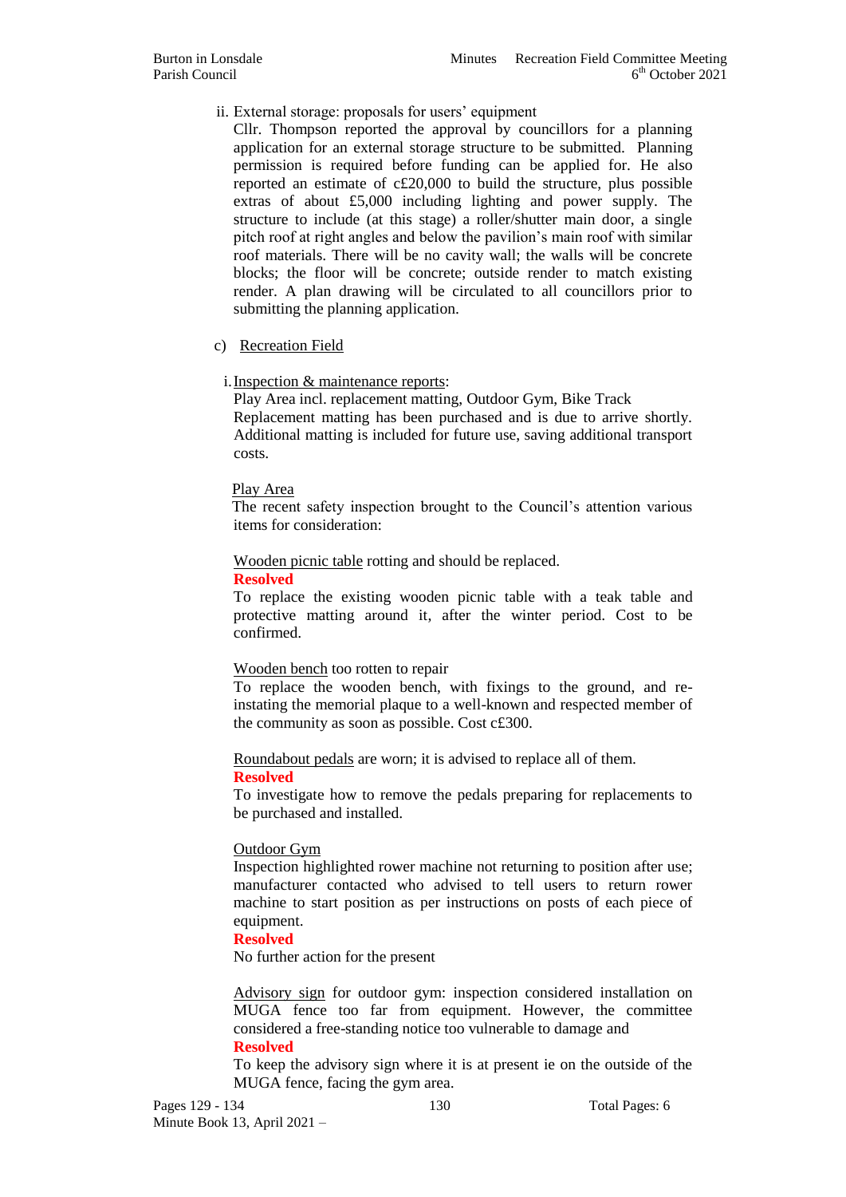ii. External storage: proposals for users' equipment

Cllr. Thompson reported the approval by councillors for a planning application for an external storage structure to be submitted. Planning permission is required before funding can be applied for. He also reported an estimate of c£20,000 to build the structure, plus possible extras of about £5,000 including lighting and power supply. The structure to include (at this stage) a roller/shutter main door, a single pitch roof at right angles and below the pavilion's main roof with similar roof materials. There will be no cavity wall; the walls will be concrete blocks; the floor will be concrete; outside render to match existing render. A plan drawing will be circulated to all councillors prior to submitting the planning application.

c) Recreation Field

i. Inspection & maintenance reports:

Play Area incl. replacement matting, Outdoor Gym, Bike Track

Replacement matting has been purchased and is due to arrive shortly. Additional matting is included for future use, saving additional transport costs.

Play Area

The recent safety inspection brought to the Council's attention various items for consideration:

Wooden picnic table rotting and should be replaced.

**Resolved**

To replace the existing wooden picnic table with a teak table and protective matting around it, after the winter period. Cost to be confirmed.

Wooden bench too rotten to repair

To replace the wooden bench, with fixings to the ground, and re-instating the memorial plaque to a well-known and respected member of the community as soon as possible. Cost c£300.

Roundabout pedals are worn; it is advised to replace all of them.

**Resolved**

To investigate how to remove the pedals preparing for replacements to be purchased and installed.

Outdoor Gym

Inspection highlighted rower machine not returning to position after use; manufacturer contacted who advised to tell users to return rower machine to start position as per instructions on posts of each piece of equipment.

**Resolved**

No further action for the present

Advisory sign for outdoor gym: inspection considered installation on MUGA fence too far from equipment. However, the committee considered a free-standing notice too vulnerable to damage and

**Resolved**

To keep the advisory sign where it is at present ie on the outside of the MUGA fence, facing the gym area.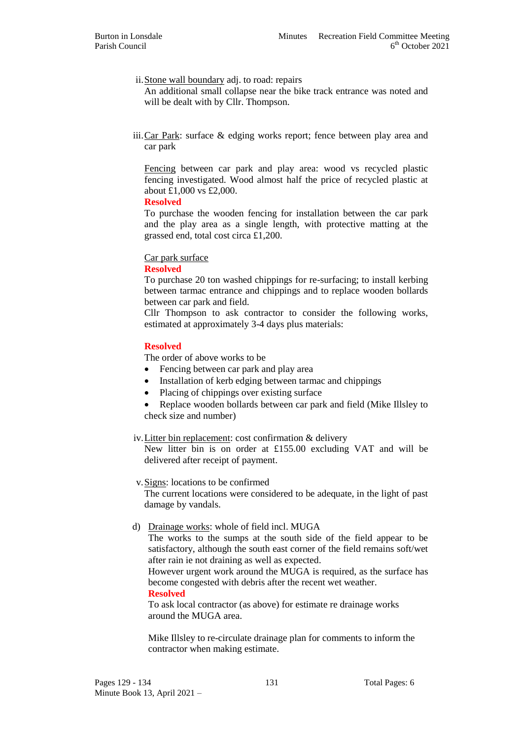ii. Stone wall boundary adj. to road: repairs

An additional small collapse near the bike track entrance was noted and will be dealt with by Cllr. Thompson.

iii. Car Park: surface & edging works report; fence between play area and car park

Fencing between car park and play area: wood vs recycled plastic fencing investigated. Wood almost half the price of recycled plastic at about £1,000 vs £2,000.

**Resolved**

To purchase the wooden fencing for installation between the car park and the play area as a single length, with protective matting at the grassed end, total cost circa £1,200.

Car park surface

**Resolved**

To purchase 20 ton washed chippings for re-surfacing; to install kerbing between tarmac entrance and chippings and to replace wooden bollards between car park and field.

Cllr Thompson to ask contractor to consider the following works, estimated at approximately 3-4 days plus materials:

**Resolved**

The order of above works to be

- Fencing between car park and play area
- Installation of kerb edging between tarmac and chippings
- Placing of chippings over existing surface
- Replace wooden bollards between car park and field (Mike Illsley to check size and number)

iv. Litter bin replacement: cost confirmation & delivery

New litter bin is on order at £155.00 excluding VAT and will be delivered after receipt of payment.

v. Signs: locations to be confirmed

The current locations were considered to be adequate, in the light of past damage by vandals.

d) Drainage works: whole of field incl. MUGA

The works to the sumps at the south side of the field appear to be satisfactory, although the south east corner of the field remains soft/wet after rain ie not draining as well as expected.

However urgent work around the MUGA is required, as the surface has become congested with debris after the recent wet weather.

**Resolved**

To ask local contractor (as above) for estimate re drainage works around the MUGA area.

Mike Illsley to re-circulate drainage plan for comments to inform the contractor when making estimate.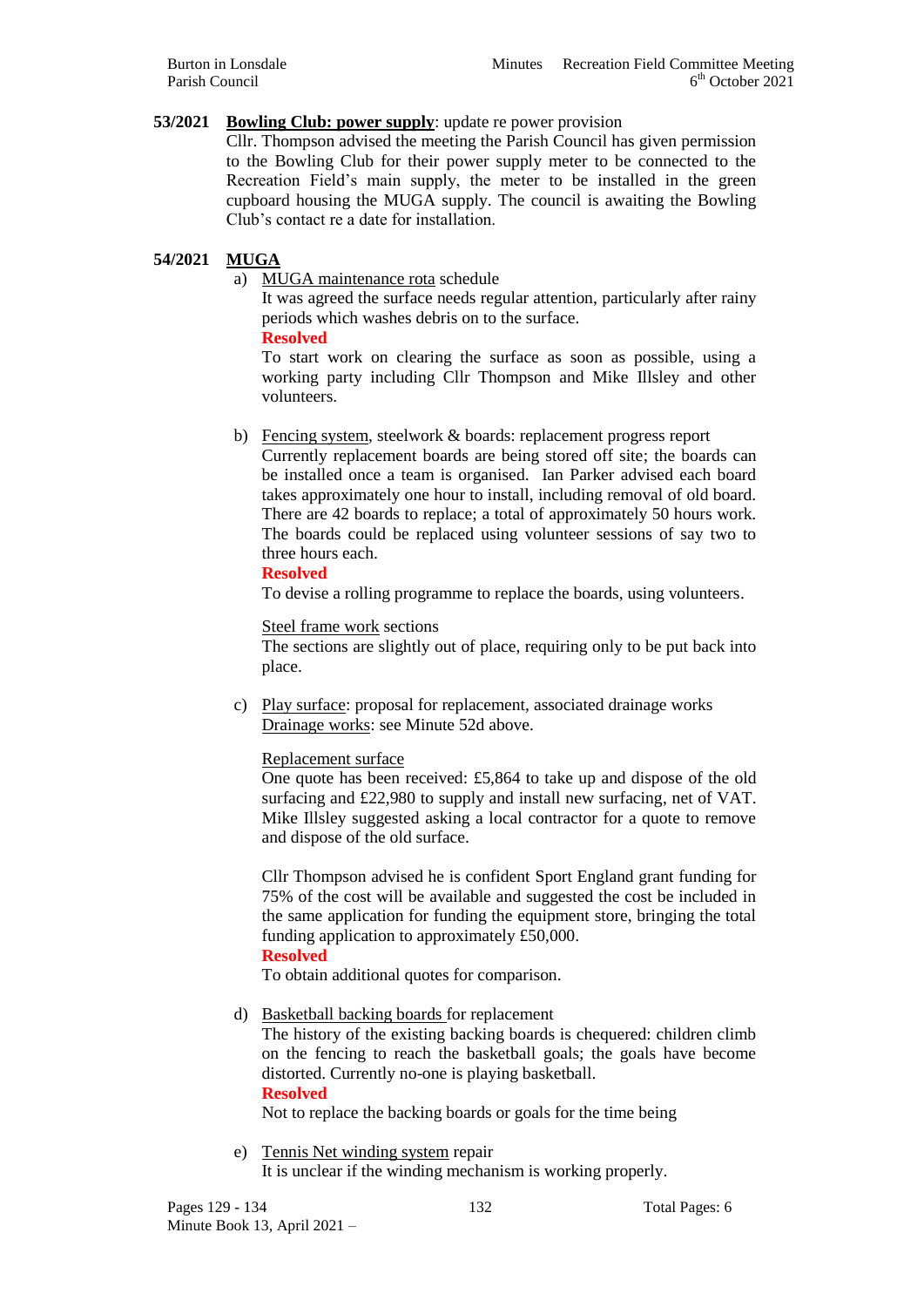**53/2021** **<u>Bowling Club: power supply</u>**: update re power provision

Cllr. Thompson advised the meeting the Parish Council has given permission to the Bowling Club for their power supply meter to be connected to the Recreation Field's main supply, the meter to be installed in the green cupboard housing the MUGA supply. The council is awaiting the Bowling Club's contact re a date for installation.

**54/2021** **<u>MUGA</u>**

a) <u>MUGA maintenance rota</u> schedule

It was agreed the surface needs regular attention, particularly after rainy periods which washes debris on to the surface.

**Resolved**

To start work on clearing the surface as soon as possible, using a working party including Cllr Thompson and Mike Illsley and other volunteers.

b) <u>Fencing system</u>, steelwork & boards: replacement progress report

Currently replacement boards are being stored off site; the boards can be installed once a team is organised. Ian Parker advised each board takes approximately one hour to install, including removal of old board. There are 42 boards to replace; a total of approximately 50 hours work. The boards could be replaced using volunteer sessions of say two to three hours each.

**Resolved**

To devise a rolling programme to replace the boards, using volunteers.

<u>Steel frame work</u> sections

The sections are slightly out of place, requiring only to be put back into place.

c) <u>Play surface</u>: proposal for replacement, associated drainage works

<u>Drainage works</u>: see Minute 52d above.

<u>Replacement surface</u>

One quote has been received: £5,864 to take up and dispose of the old surfacing and £22,980 to supply and install new surfacing, net of VAT. Mike Illsley suggested asking a local contractor for a quote to remove and dispose of the old surface.

Cllr Thompson advised he is confident Sport England grant funding for 75% of the cost will be available and suggested the cost be included in the same application for funding the equipment store, bringing the total funding application to approximately £50,000.

**Resolved**

To obtain additional quotes for comparison.

d) <u>Basketball backing boards</u> for replacement

The history of the existing backing boards is chequered: children climb on the fencing to reach the basketball goals; the goals have become distorted. Currently no-one is playing basketball.

**Resolved**

Not to replace the backing boards or goals for the time being

e) <u>Tennis Net winding system</u> repair

It is unclear if the winding mechanism is working properly.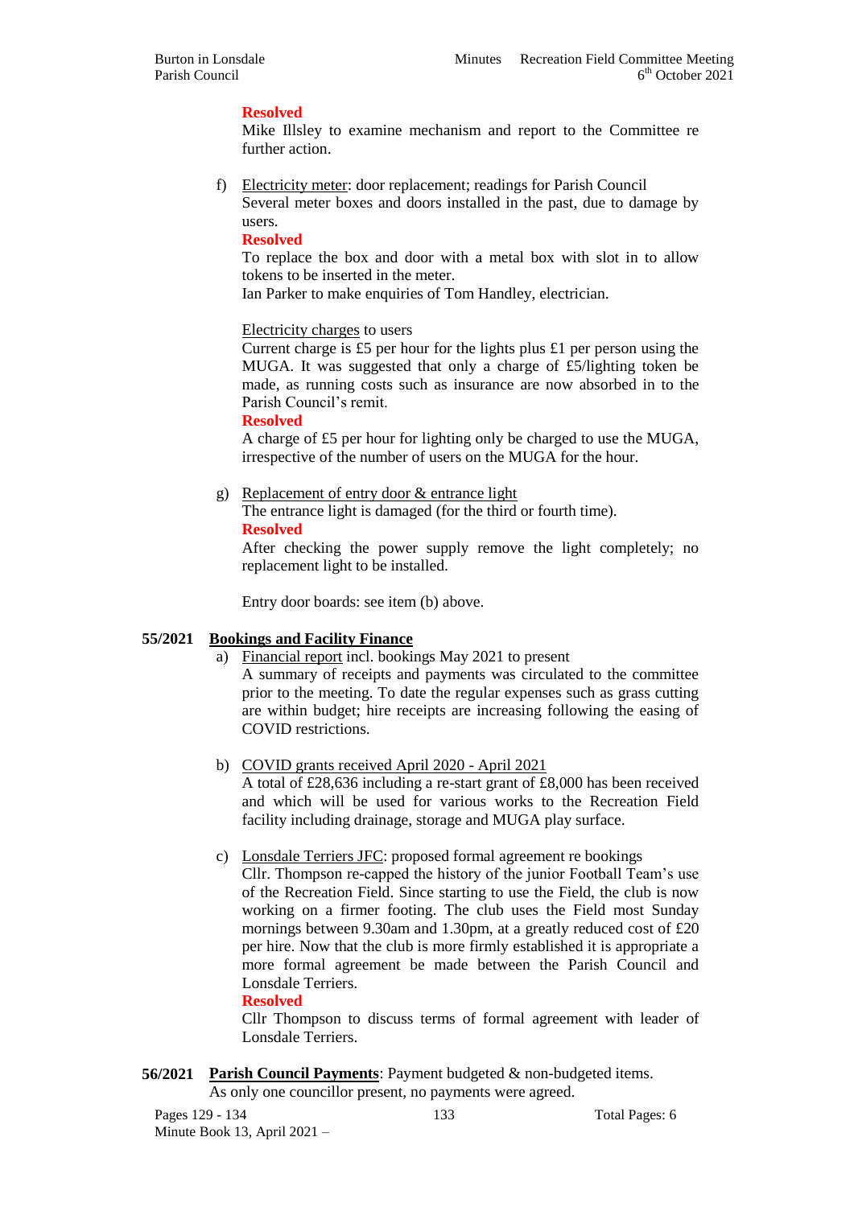**Resolved**

Mike Illsley to examine mechanism and report to the Committee re further action.

f) Electricity meter: door replacement; readings for Parish Council

Several meter boxes and doors installed in the past, due to damage by users.

**Resolved**

To replace the box and door with a metal box with slot in to allow tokens to be inserted in the meter.

Ian Parker to make enquiries of Tom Handley, electrician.

Electricity charges to users

Current charge is £5 per hour for the lights plus £1 per person using the MUGA. It was suggested that only a charge of £5/lighting token be made, as running costs such as insurance are now absorbed in to the Parish Council's remit.

**Resolved**

A charge of £5 per hour for lighting only be charged to use the MUGA, irrespective of the number of users on the MUGA for the hour.

g) Replacement of entry door & entrance light

The entrance light is damaged (for the third or fourth time).

**Resolved**

After checking the power supply remove the light completely; no replacement light to be installed.

Entry door boards: see item (b) above.

## 55/2021 Bookings and Facility Finance

a) Financial report incl. bookings May 2021 to present

A summary of receipts and payments was circulated to the committee prior to the meeting. To date the regular expenses such as grass cutting are within budget; hire receipts are increasing following the easing of COVID restrictions.

b) COVID grants received April 2020 - April 2021

A total of £28,636 including a re-start grant of £8,000 has been received and which will be used for various works to the Recreation Field facility including drainage, storage and MUGA play surface.

c) Lonsdale Terriers JFC: proposed formal agreement re bookings

Cllr. Thompson re-capped the history of the junior Football Team's use of the Recreation Field. Since starting to use the Field, the club is now working on a firmer footing. The club uses the Field most Sunday mornings between 9.30am and 1.30pm, at a greatly reduced cost of £20 per hire. Now that the club is more firmly established it is appropriate a more formal agreement be made between the Parish Council and Lonsdale Terriers.

**Resolved**

Cllr Thompson to discuss terms of formal agreement with leader of Lonsdale Terriers.

## 56/2021 Parish Council Payments: Payment budgeted & non-budgeted items.

As only one councillor present, no payments were agreed.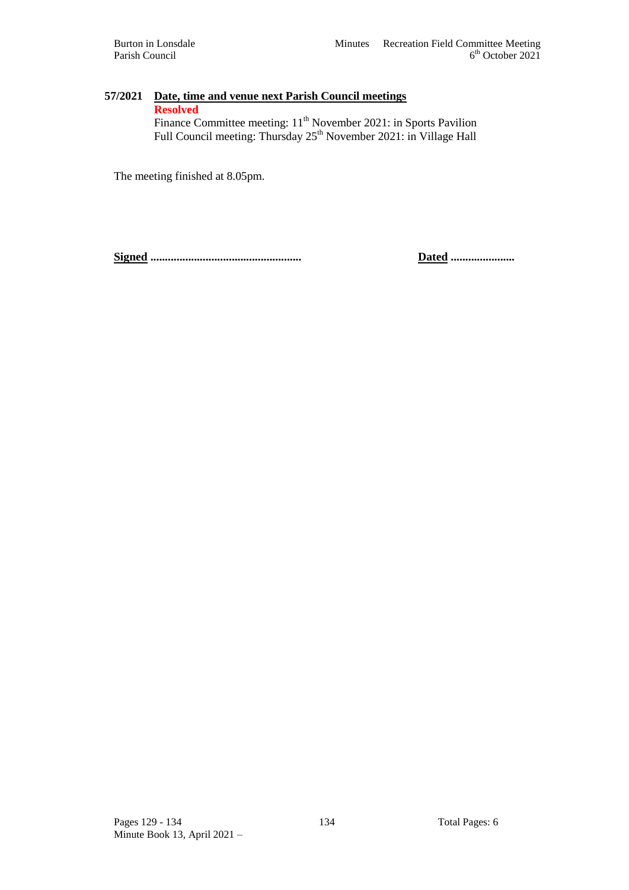**57/2021 Date, time and venue next Parish Council meetings**

**Resolved**

Finance Committee meeting: 11th November 2021: in Sports Pavilion
Full Council meeting: Thursday 25th November 2021: in Village Hall

The meeting finished at 8.05pm.

**Signed** ...................................................

**Dated** ......................